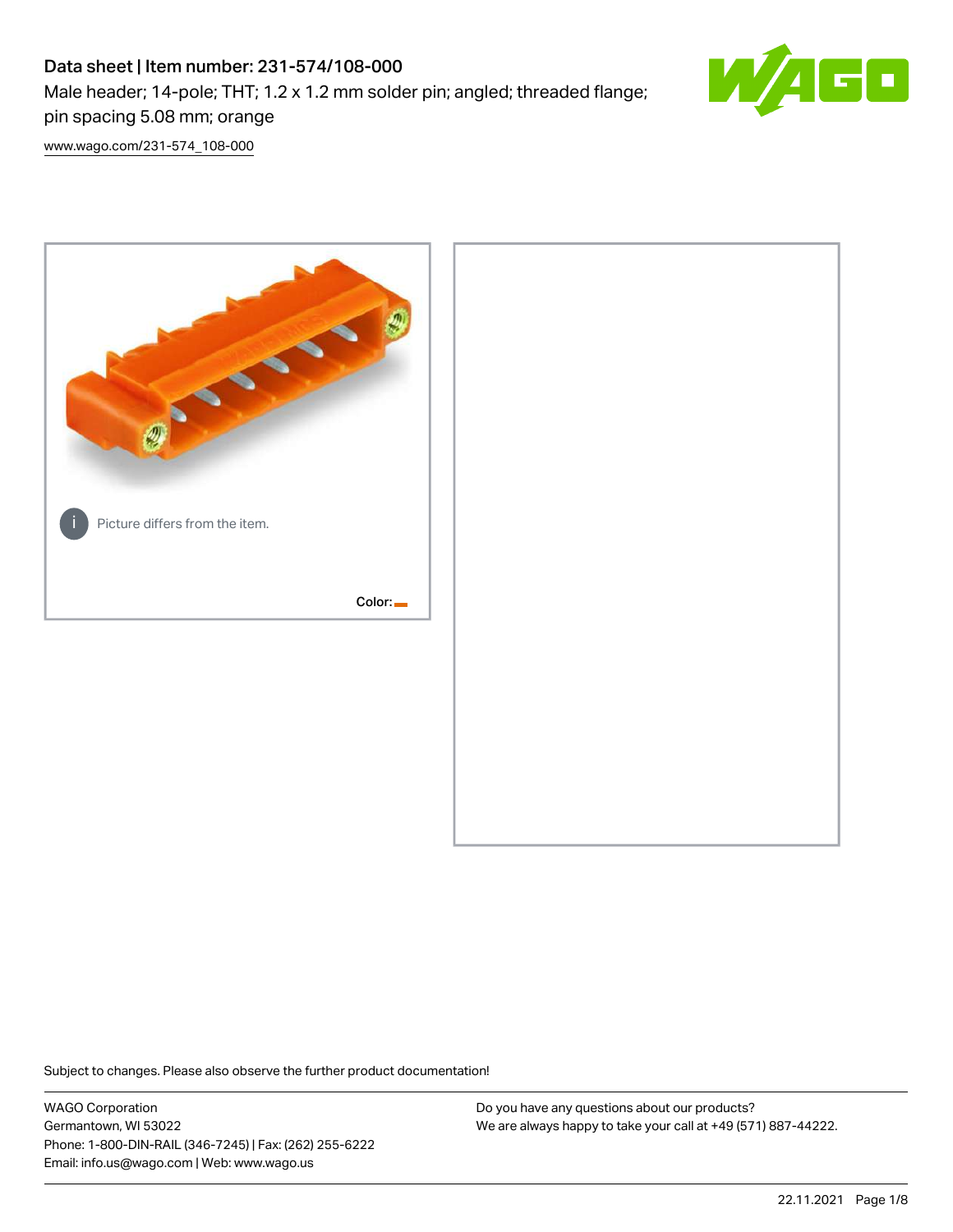# Data sheet | Item number: 231-574/108-000

Male header; 14-pole; THT; 1.2 x 1.2 mm solder pin; angled; threaded flange; pin spacing 5.08 mm; orange

www.wago.com/231-574_108-000

Picture differs from the item.

Color:

Subject to changes. Please also observe the further product documentation!

WAGO Corporation
Germantown, WI 53022
Phone: 1-800-DIN-RAIL (346-7245) | Fax: (262) 255-6222
Email: info.us@wago.com | Web: www.wago.us

Do you have any questions about our products?
We are always happy to take your call at +49 (571) 887-44222.

22.11.2021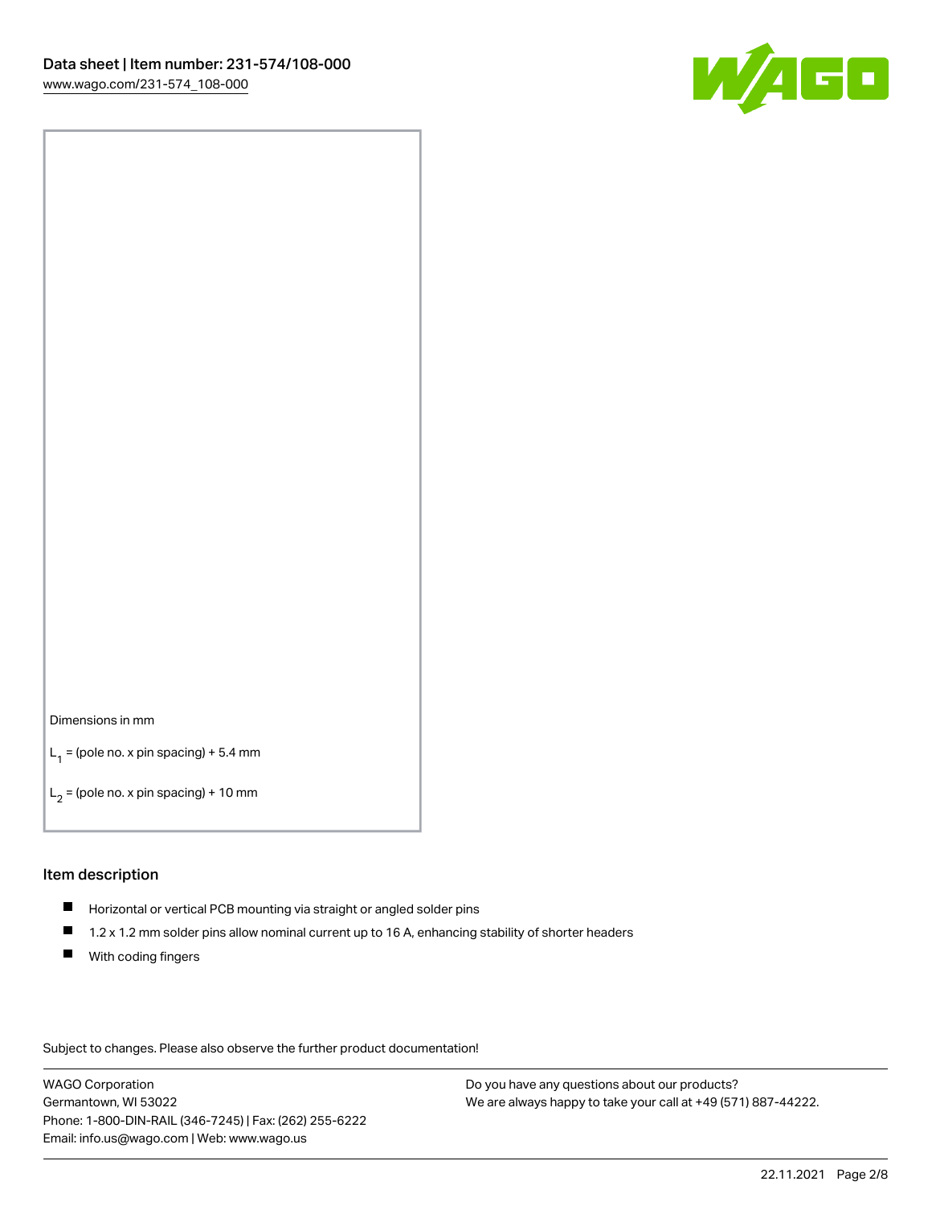Dimensions in mm

$L_1$ = (pole no. x pin spacing) + 5.4 mm

$L_2$ = (pole no. x pin spacing) + 10 mm

## Item description

- Horizontal or vertical PCB mounting via straight or angled solder pins
- 1.2 x 1.2 mm solder pins allow nominal current up to 16 A, enhancing stability of shorter headers
- With coding fingers

Subject to changes. Please also observe the further product documentation!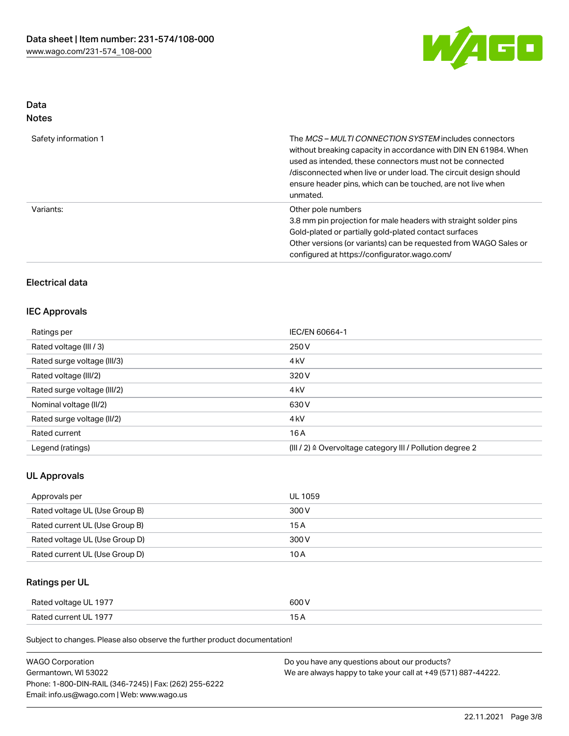## Data
### Notes

| | |
|---|---|
| Safety information 1 | The *MCS – MULTI CONNECTION SYSTEM* includes connectors without breaking capacity in accordance with DIN EN 61984. When used as intended, these connectors must not be connected /disconnected when live or under load. The circuit design should ensure header pins, which can be touched, are not live when unmated. |
| Variants: | Other pole numbers<br>3.8 mm pin projection for male headers with straight solder pins<br>Gold-plated or partially gold-plated contact surfaces<br>Other versions (or variants) can be requested from WAGO Sales or configured at https://configurator.wago.com/ |

### Electrical data

#### IEC Approvals

| | |
|---|---|
| Ratings per | IEC/EN 60664-1 |
| Rated voltage (III / 3) | 250 V |
| Rated surge voltage (III/3) | 4 kV |
| Rated voltage (III/2) | 320 V |
| Rated surge voltage (III/2) | 4 kV |
| Nominal voltage (II/2) | 630 V |
| Rated surge voltage (II/2) | 4 kV |
| Rated current | 16 A |
| Legend (ratings) | (III / 2) ≙ Overvoltage category III / Pollution degree 2 |

#### UL Approvals

| | |
|---|---|
| Approvals per | UL 1059 |
| Rated voltage UL (Use Group B) | 300 V |
| Rated current UL (Use Group B) | 15 A |
| Rated voltage UL (Use Group D) | 300 V |
| Rated current UL (Use Group D) | 10 A |

#### Ratings per UL

| | |
|---|---|
| Rated voltage UL 1977 | 600 V |
| Rated current UL 1977 | 15 A |

Subject to changes. Please also observe the further product documentation!

WAGO Corporation
Germantown, WI 53022
Phone: 1-800-DIN-RAIL (346-7245) | Fax: (262) 255-6222
Email: info.us@wago.com | Web: www.wago.us

Do you have any questions about our products?
We are always happy to take your call at +49 (571) 887-44222.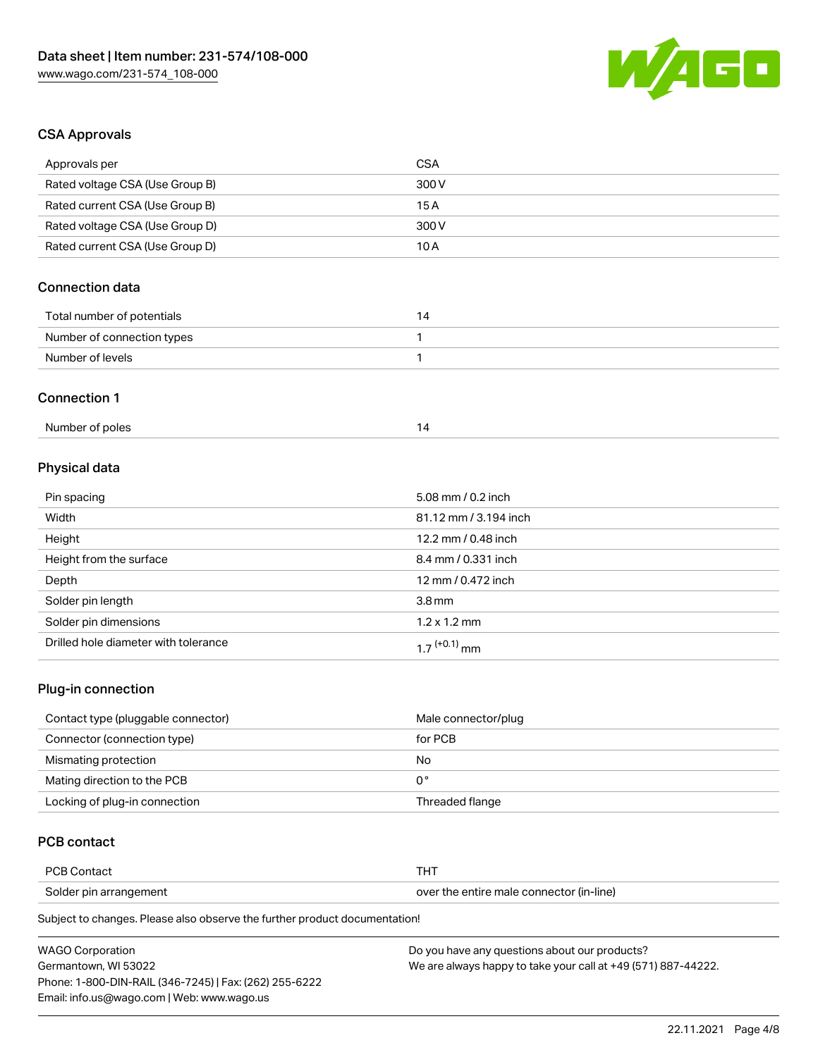## CSA Approvals

| Approvals per | CSA |
| --- | --- |
| Rated voltage CSA (Use Group B) | 300 V |
| Rated current CSA (Use Group B) | 15 A |
| Rated voltage CSA (Use Group D) | 300 V |
| Rated current CSA (Use Group D) | 10 A |

## Connection data

| Total number of potentials | 14 |
| --- | --- |
| Number of connection types | 1 |
| Number of levels | 1 |

## Connection 1

| Number of poles | 14 |
| --- | --- |

## Physical data

| Pin spacing | 5.08 mm / 0.2 inch |
| --- | --- |
| Width | 81.12 mm / 3.194 inch |
| Height | 12.2 mm / 0.48 inch |
| Height from the surface | 8.4 mm / 0.331 inch |
| Depth | 12 mm / 0.472 inch |
| Solder pin length | 3.8 mm |
| Solder pin dimensions | 1.2 x 1.2 mm |
| Drilled hole diameter with tolerance | $1.7^{(+0.1)}$ mm |

## Plug-in connection

| Contact type (pluggable connector) | Male connector/plug |
| --- | --- |
| Connector (connection type) | for PCB |
| Mismating protection | No |
| Mating direction to the PCB | 0 ° |
| Locking of plug-in connection | Threaded flange |

## PCB contact

| PCB Contact | THT |
| --- | --- |
| Solder pin arrangement | over the entire male connector (in-line) |

Subject to changes. Please also observe the further product documentation!

WAGO Corporation
Germantown, WI 53022
Phone: 1-800-DIN-RAIL (346-7245) | Fax: (262) 255-6222
Email: info.us@wago.com | Web: www.wago.us

Do you have any questions about our products?
We are always happy to take your call at +49 (571) 887-44222.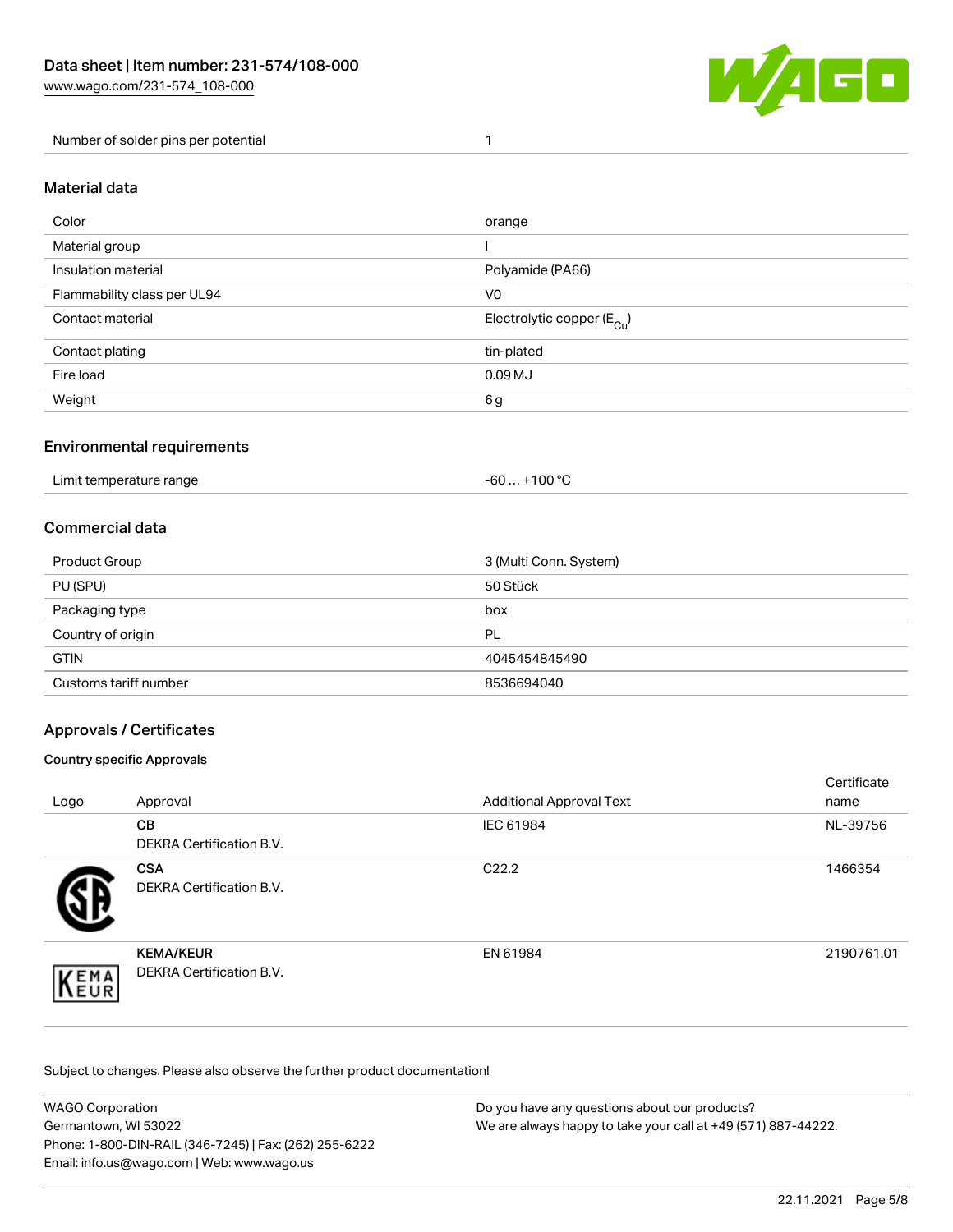| Number of solder pins per potential | 1 |
|---|---|

## Material data

| Color | orange |
|---|---|
| Material group | I |
| Insulation material | Polyamide (PA66) |
| Flammability class per UL94 | V0 |
| Contact material | Electrolytic copper ($E_{Cu}$) |
| Contact plating | tin-plated |
| Fire load | 0.09 MJ |
| Weight | 6 g |

## Environmental requirements

| Limit temperature range | -60 … +100 °C |
|---|---|

## Commercial data

| Product Group | 3 (Multi Conn. System) |
|---|---|
| PU (SPU) | 50 Stück |
| Packaging type | box |
| Country of origin | PL |
| GTIN | 4045454845490 |
| Customs tariff number | 8536694040 |

## Approvals / Certificates

### Country specific Approvals

| Logo | Approval | Additional Approval Text | Certificate name |
|---|---|---|---|
| | **CB** DEKRA Certification B.V. | IEC 61984 | NL-39756 |
| | **CSA** DEKRA Certification B.V. | C22.2 | 1466354 |
| | **KEMA/KEUR** DEKRA Certification B.V. | EN 61984 | 2190761.01 |

Subject to changes. Please also observe the further product documentation!

WAGO Corporation
Germantown, WI 53022
Phone: 1-800-DIN-RAIL (346-7245) | Fax: (262) 255-6222
Email: info.us@wago.com | Web: www.wago.us

Do you have any questions about our products?
We are always happy to take your call at +49 (571) 887-44222.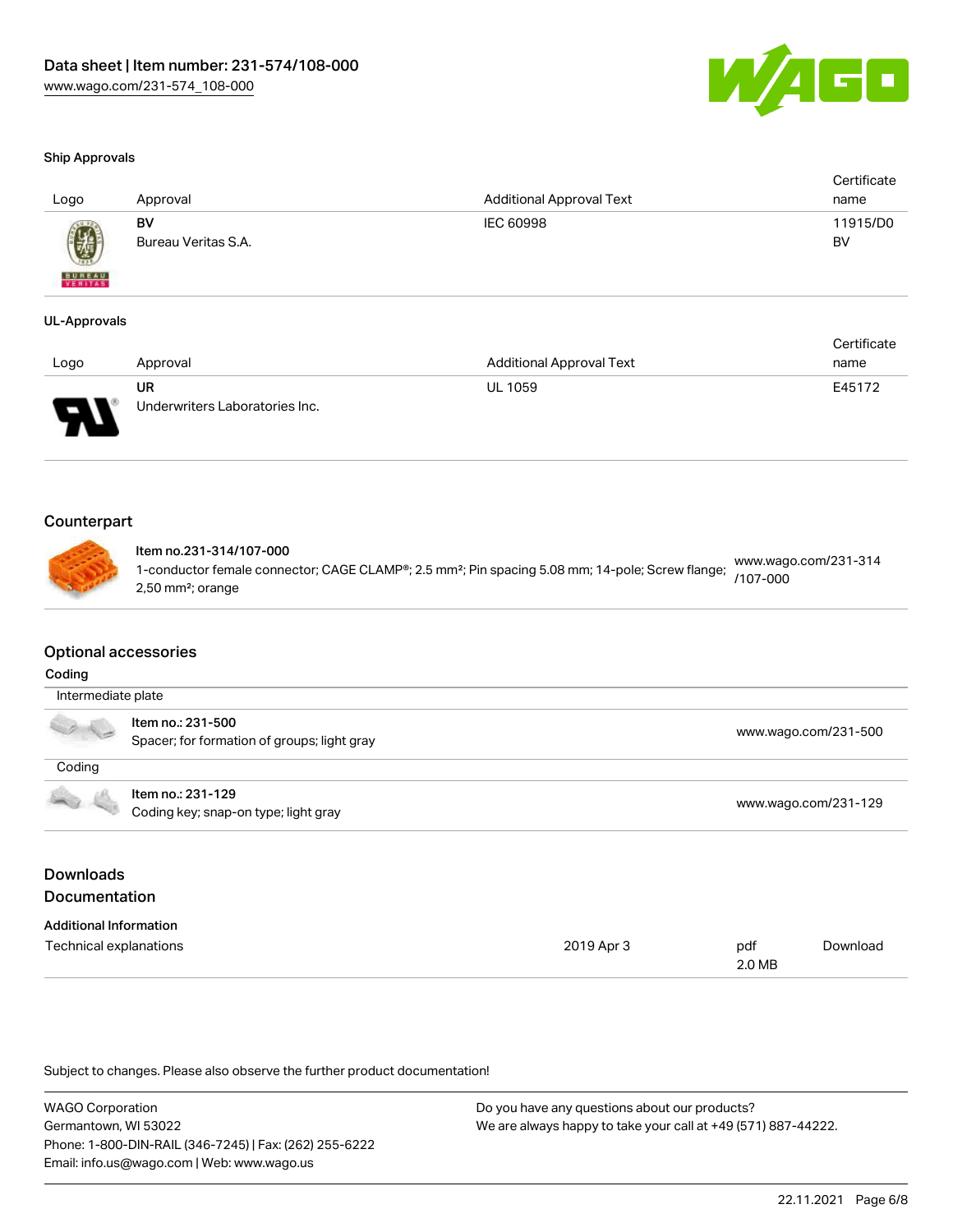#### Ship Approvals

| Logo | Approval | Additional Approval Text | Certificate name |
|---|---|---|---|
| | **BV** Bureau Veritas S.A. | IEC 60998 | 11915/D0 BV |

#### UL-Approvals

| Logo | Approval | Additional Approval Text | Certificate name |
|---|---|---|---|
| | **UR** Underwriters Laboratories Inc. | UL 1059 | E45172 |

## Counterpart

| | | |
|---|---|---|
| | **Item no.231-314/107-000** 1-conductor female connector; CAGE CLAMP®; 2.5 mm²; Pin spacing 5.08 mm; 14-pole; Screw flange; 2,50 mm²; orange | www.wago.com/231-314/107-000 |

## Optional accessories

**Coding**

| | | |
|---|---|---|
| Intermediate plate | | |
| | **Item no.: 231-500** Spacer; for formation of groups; light gray | www.wago.com/231-500 |
| Coding | | |
| | **Item no.: 231-129** Coding key; snap-on type; light gray | www.wago.com/231-129 |

## Downloads
## Documentation

**Additional Information**

| | | | |
|---|---|---|---|
| Technical explanations | 2019 Apr 3 | pdf 2.0 MB | Download |

Subject to changes. Please also observe the further product documentation!

WAGO Corporation
Germantown, WI 53022
Phone: 1-800-DIN-RAIL (346-7245) | Fax: (262) 255-6222
Email: info.us@wago.com | Web: www.wago.us

Do you have any questions about our products?
We are always happy to take your call at +49 (571) 887-44222.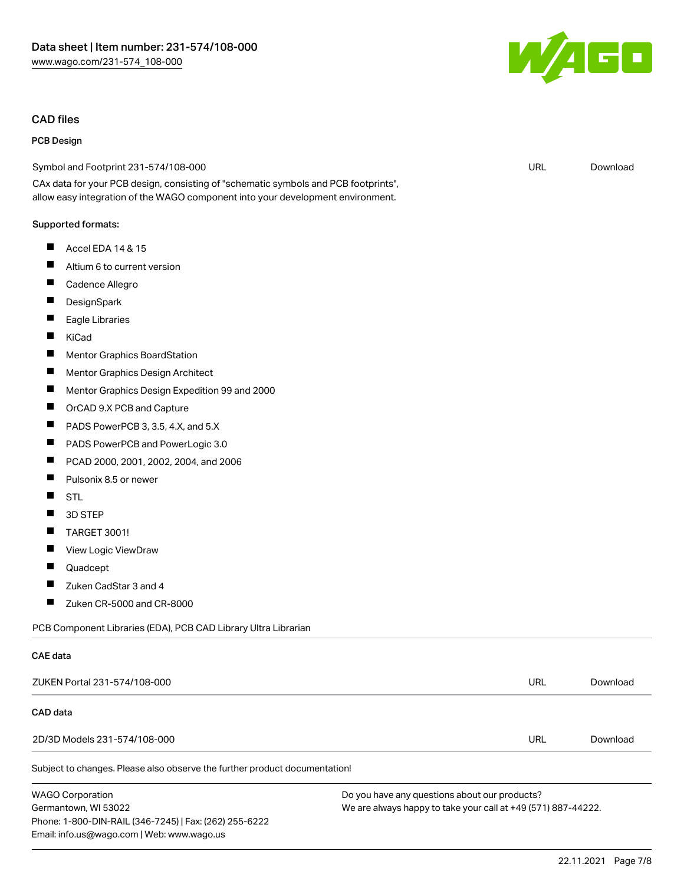## CAD files

### PCB Design

| Symbol and Footprint 231-574/108-000 | URL | Download |
|---|---|---|

CAx data for your PCB design, consisting of "schematic symbols and PCB footprints", allow easy integration of the WAGO component into your development environment.

Supported formats:

- Accel EDA 14 & 15
- Altium 6 to current version
- Cadence Allegro
- DesignSpark
- Eagle Libraries
- KiCad
- Mentor Graphics BoardStation
- Mentor Graphics Design Architect
- Mentor Graphics Design Expedition 99 and 2000
- OrCAD 9.X PCB and Capture
- PADS PowerPCB 3, 3.5, 4.X, and 5.X
- PADS PowerPCB and PowerLogic 3.0
- PCAD 2000, 2001, 2002, 2004, and 2006
- Pulsonix 8.5 or newer
- STL
- 3D STEP
- TARGET 3001!
- View Logic ViewDraw
- Quadcept
- Zuken CadStar 3 and 4
- Zuken CR-5000 and CR-8000

PCB Component Libraries (EDA), PCB CAD Library Ultra Librarian

### CAE data

| ZUKEN Portal 231-574/108-000 | URL | Download |
|---|---|---|

### CAD data

| 2D/3D Models 231-574/108-000 | URL | Download |
|---|---|---|

Subject to changes. Please also observe the further product documentation!

WAGO Corporation
Germantown, WI 53022
Phone: 1-800-DIN-RAIL (346-7245) | Fax: (262) 255-6222
Email: info.us@wago.com | Web: www.wago.us

Do you have any questions about our products?
We are always happy to take your call at +49 (571) 887-44222.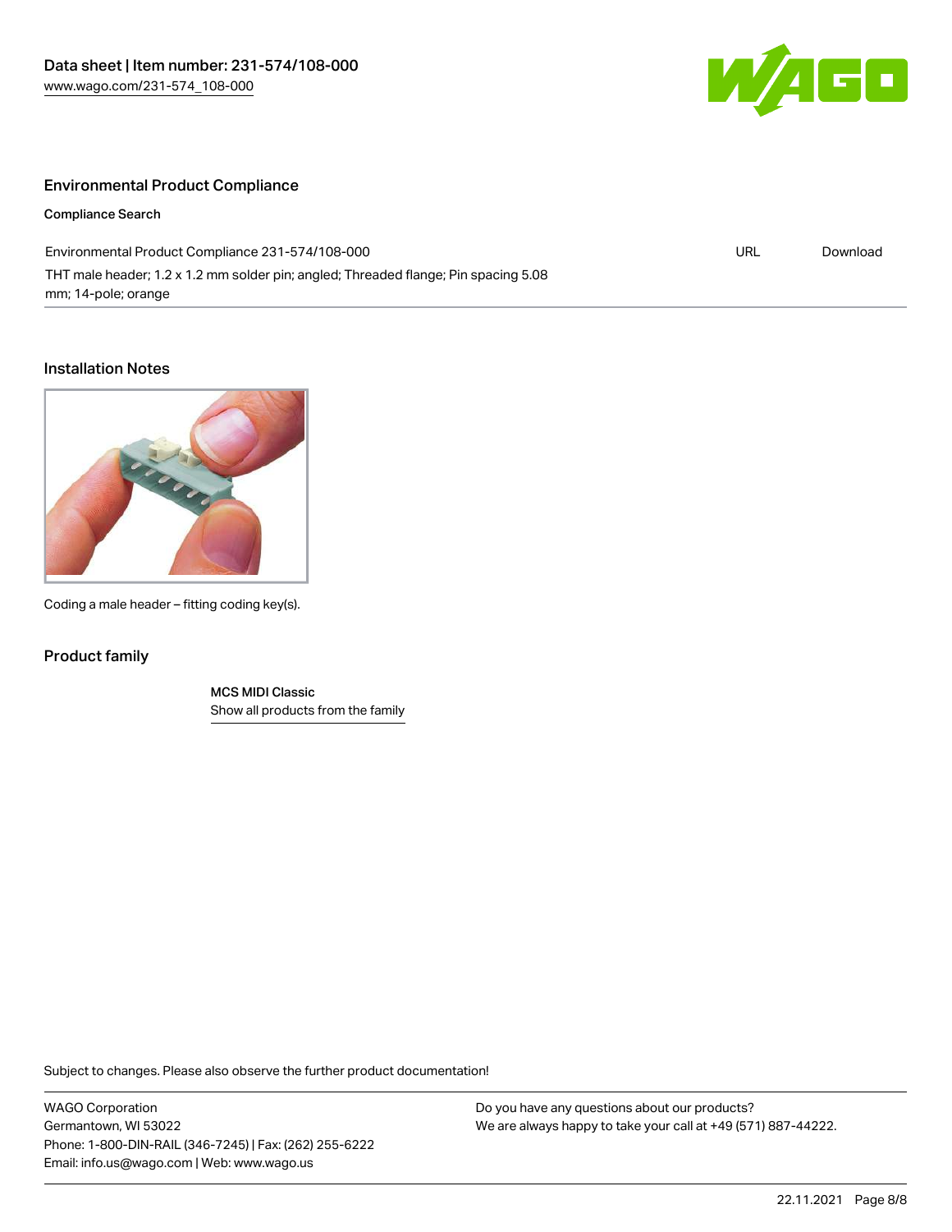## Environmental Product Compliance

**Compliance Search**

| | | |
|---|---|---|
| Environmental Product Compliance 231-574/108-000<br>THT male header; 1.2 x 1.2 mm solder pin; angled; Threaded flange; Pin spacing 5.08 mm; 14-pole; orange | URL | Download |

## Installation Notes

Coding a male header – fitting coding key(s).

## Product family

MCS MIDI Classic
Show all products from the family

Subject to changes. Please also observe the further product documentation!

WAGO Corporation
Germantown, WI 53022
Phone: 1-800-DIN-RAIL (346-7245) | Fax: (262) 255-6222
Email: info.us@wago.com | Web: www.wago.us

Do you have any questions about our products?
We are always happy to take your call at +49 (571) 887-44222.